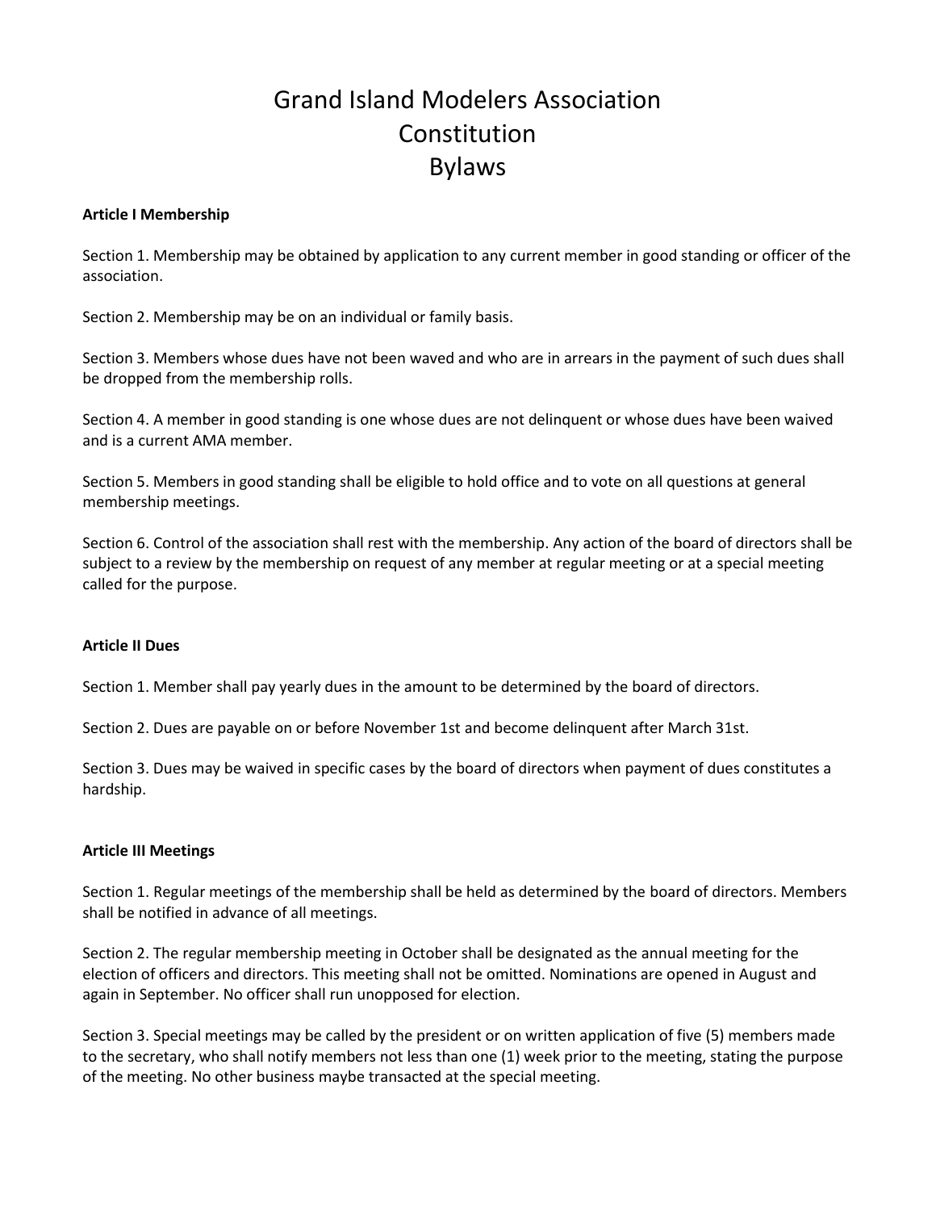# Grand Island Modelers Association
# Constitution
# Bylaws

**Article I Membership**

Section 1. Membership may be obtained by application to any current member in good standing or officer of the association.

Section 2. Membership may be on an individual or family basis.

Section 3. Members whose dues have not been waved and who are in arrears in the payment of such dues shall be dropped from the membership rolls.

Section 4. A member in good standing is one whose dues are not delinquent or whose dues have been waived and is a current AMA member.

Section 5. Members in good standing shall be eligible to hold office and to vote on all questions at general membership meetings.

Section 6. Control of the association shall rest with the membership. Any action of the board of directors shall be subject to a review by the membership on request of any member at regular meeting or at a special meeting called for the purpose.

**Article II Dues**

Section 1. Member shall pay yearly dues in the amount to be determined by the board of directors.

Section 2. Dues are payable on or before November 1st and become delinquent after March 31st.

Section 3. Dues may be waived in specific cases by the board of directors when payment of dues constitutes a hardship.

**Article III Meetings**

Section 1. Regular meetings of the membership shall be held as determined by the board of directors. Members shall be notified in advance of all meetings.

Section 2. The regular membership meeting in October shall be designated as the annual meeting for the election of officers and directors. This meeting shall not be omitted. Nominations are opened in August and again in September. No officer shall run unopposed for election.

Section 3. Special meetings may be called by the president or on written application of five (5) members made to the secretary, who shall notify members not less than one (1) week prior to the meeting, stating the purpose of the meeting. No other business maybe transacted at the special meeting.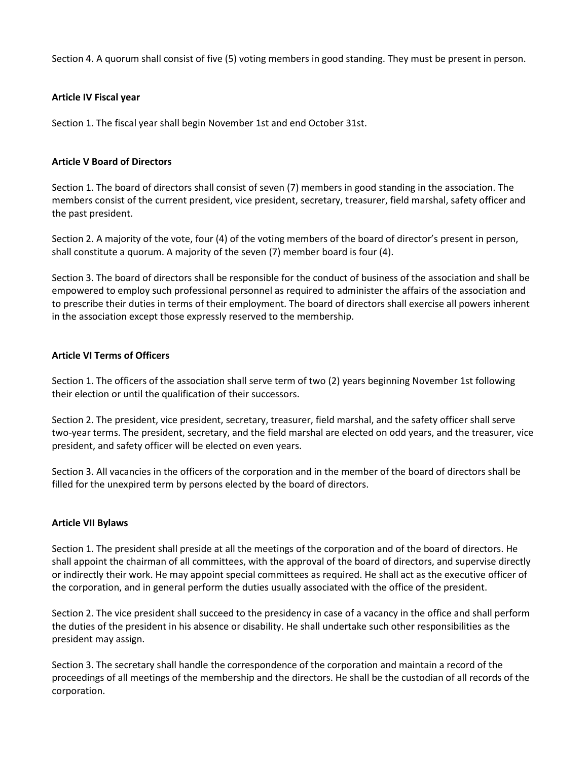Section 4. A quorum shall consist of five (5) voting members in good standing. They must be present in person.

### Article IV Fiscal year

Section 1. The fiscal year shall begin November 1st and end October 31st.

### Article V Board of Directors

Section 1. The board of directors shall consist of seven (7) members in good standing in the association. The members consist of the current president, vice president, secretary, treasurer, field marshal, safety officer and the past president.

Section 2. A majority of the vote, four (4) of the voting members of the board of director's present in person, shall constitute a quorum. A majority of the seven (7) member board is four (4).

Section 3. The board of directors shall be responsible for the conduct of business of the association and shall be empowered to employ such professional personnel as required to administer the affairs of the association and to prescribe their duties in terms of their employment. The board of directors shall exercise all powers inherent in the association except those expressly reserved to the membership.

### Article VI Terms of Officers

Section 1. The officers of the association shall serve term of two (2) years beginning November 1st following their election or until the qualification of their successors.

Section 2. The president, vice president, secretary, treasurer, field marshal, and the safety officer shall serve two-year terms. The president, secretary, and the field marshal are elected on odd years, and the treasurer, vice president, and safety officer will be elected on even years.

Section 3. All vacancies in the officers of the corporation and in the member of the board of directors shall be filled for the unexpired term by persons elected by the board of directors.

### Article VII Bylaws

Section 1. The president shall preside at all the meetings of the corporation and of the board of directors. He shall appoint the chairman of all committees, with the approval of the board of directors, and supervise directly or indirectly their work. He may appoint special committees as required. He shall act as the executive officer of the corporation, and in general perform the duties usually associated with the office of the president.

Section 2. The vice president shall succeed to the presidency in case of a vacancy in the office and shall perform the duties of the president in his absence or disability. He shall undertake such other responsibilities as the president may assign.

Section 3. The secretary shall handle the correspondence of the corporation and maintain a record of the proceedings of all meetings of the membership and the directors. He shall be the custodian of all records of the corporation.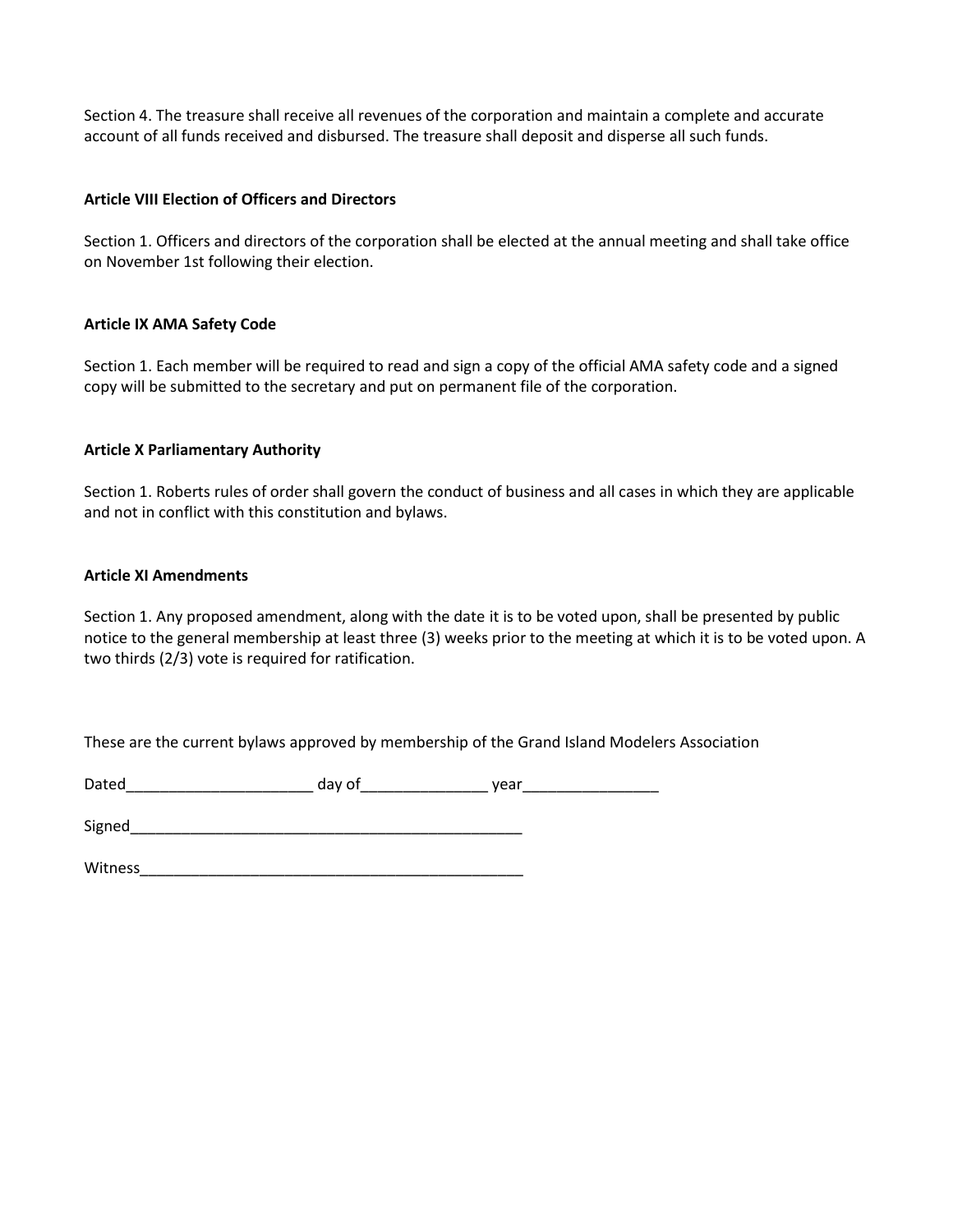Section 4. The treasure shall receive all revenues of the corporation and maintain a complete and accurate account of all funds received and disbursed. The treasure shall deposit and disperse all such funds.

**Article VIII Election of Officers and Directors**

Section 1. Officers and directors of the corporation shall be elected at the annual meeting and shall take office on November 1st following their election.

**Article IX AMA Safety Code**

Section 1. Each member will be required to read and sign a copy of the official AMA safety code and a signed copy will be submitted to the secretary and put on permanent file of the corporation.

**Article X Parliamentary Authority**

Section 1. Roberts rules of order shall govern the conduct of business and all cases in which they are applicable and not in conflict with this constitution and bylaws.

**Article XI Amendments**

Section 1. Any proposed amendment, along with the date it is to be voted upon, shall be presented by public notice to the general membership at least three (3) weeks prior to the meeting at which it is to be voted upon. A two thirds (2/3) vote is required for ratification.

These are the current bylaws approved by membership of the Grand Island Modelers Association

Dated______________________ day of_______________ year________________

Signed________________________________________________

Witness_______________________________________________